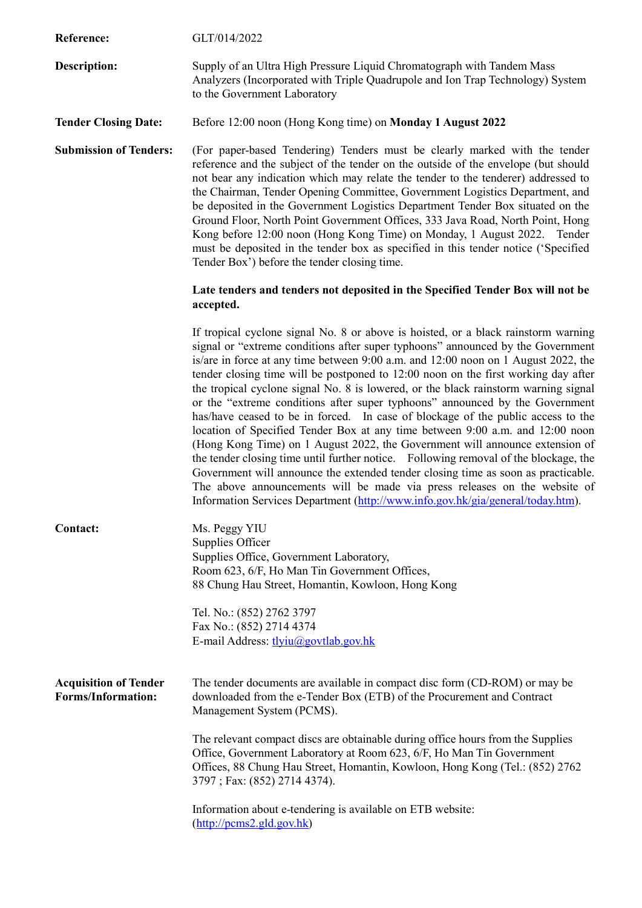**Reference:** GLT/014/2022

**Description:** Supply of an Ultra High Pressure Liquid Chromatograph with Tandem Mass Analyzers (Incorporated with Triple Quadrupole and Ion Trap Technology) System to the Government Laboratory

**Tender Closing Date:** Before 12:00 noon (Hong Kong time) on **Monday 1 August 2022**

**Submission of Tenders:** (For paper-based Tendering) Tenders must be clearly marked with the tender reference and the subject of the tender on the outside of the envelope (but should not bear any indication which may relate the tender to the tenderer) addressed to the Chairman, Tender Opening Committee, Government Logistics Department, and be deposited in the Government Logistics Department Tender Box situated on the Ground Floor, North Point Government Offices, 333 Java Road, North Point, Hong Kong before 12:00 noon (Hong Kong Time) on Monday, 1 August 2022. Tender must be deposited in the tender box as specified in this tender notice ('Specified Tender Box') before the tender closing time.

**Late tenders and tenders not deposited in the Specified Tender Box will not be accepted.**

If tropical cyclone signal No. 8 or above is hoisted, or a black rainstorm warning signal or "extreme conditions after super typhoons" announced by the Government is/are in force at any time between 9:00 a.m. and 12:00 noon on 1 August 2022, the tender closing time will be postponed to 12:00 noon on the first working day after the tropical cyclone signal No. 8 is lowered, or the black rainstorm warning signal or the "extreme conditions after super typhoons" announced by the Government has/have ceased to be in forced. In case of blockage of the public access to the location of Specified Tender Box at any time between 9:00 a.m. and 12:00 noon (Hong Kong Time) on 1 August 2022, the Government will announce extension of the tender closing time until further notice. Following removal of the blockage, the Government will announce the extended tender closing time as soon as practicable. The above announcements will be made via press releases on the website of Information Services Department (http://www.info.gov.hk/gia/general/today.htm).

**Contact:**

Ms. Peggy YIU
Supplies Officer
Supplies Office, Government Laboratory,
Room 623, 6/F, Ho Man Tin Government Offices,
88 Chung Hau Street, Homantin, Kowloon, Hong Kong

Tel. No.: (852) 2762 3797
Fax No.: (852) 2714 4374
E-mail Address: tlyiu@govtlab.gov.hk

**Acquisition of Tender Forms/Information:**

The tender documents are available in compact disc form (CD-ROM) or may be downloaded from the e-Tender Box (ETB) of the Procurement and Contract Management System (PCMS).

The relevant compact discs are obtainable during office hours from the Supplies Office, Government Laboratory at Room 623, 6/F, Ho Man Tin Government Offices, 88 Chung Hau Street, Homantin, Kowloon, Hong Kong (Tel.: (852) 2762 3797 ; Fax: (852) 2714 4374).

Information about e-tendering is available on ETB website: (http://pcms2.gld.gov.hk)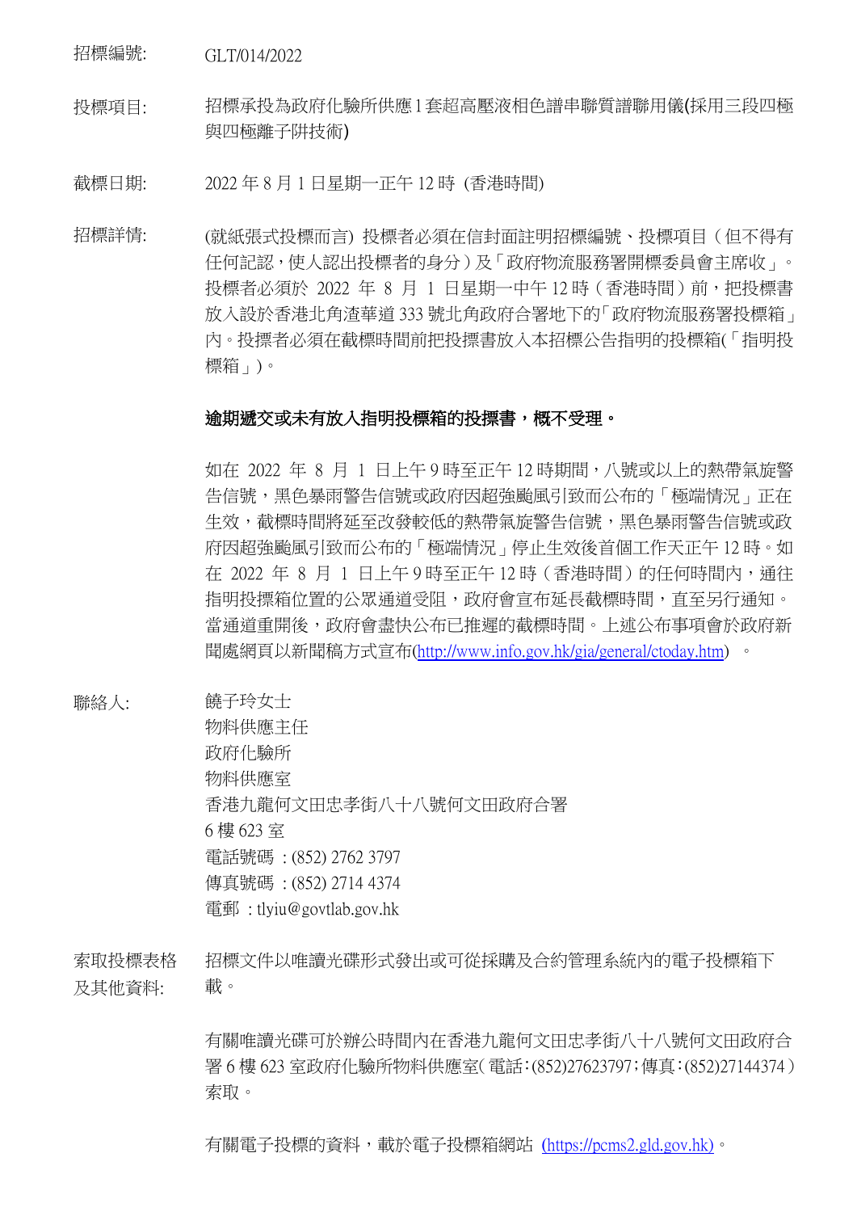招標編號: GLT/014/2022

投標項目: 招標承投為政府化驗所供應 1 套超高壓液相色譜串聯質譜聯用儀(採用三段四極與四極離子阱技術)

截標日期: 2022 年 8 月 1 日星期一正午 12 時 (香港時間)

招標詳情: (就紙張式投標而言) 投標者必須在信封面註明招標編號、投標項目（但不得有任何記認，使人認出投標者的身分）及「政府物流服務署開標委員會主席收」。投標者必須於 2022 年 8 月 1 日星期一中午 12 時（香港時間）前，把投標書放入設於香港北角渣華道 333 號北角政府合署地下的「政府物流服務署投標箱」內。投標者必須在截標時間前把投標書放入本招標公告指明的投標箱(「指明投標箱」)。

**逾期遞交或未有放入指明投標箱的投標書，概不受理。**

如在 2022 年 8 月 1 日上午 9 時至正午 12 時期間，八號或以上的熱帶氣旋警告信號，黑色暴雨警告信號或政府因超強颱風引致而公布的「極端情況」正在生效，截標時間將延至改發較低的熱帶氣旋警告信號，黑色暴雨警告信號或政府因超強颱風引致而公布的「極端情況」停止生效後首個工作天正午 12 時。如在 2022 年 8 月 1 日上午 9 時至正午 12 時（香港時間）的任何時間內，通往指明投標箱位置的公眾通道受阻，政府會宣布延長截標時間，直至另行通知。當通道重開後，政府會盡快公布已推遲的截標時間。上述公布事項會於政府新聞處網頁以新聞稿方式宣布(http://www.info.gov.hk/gia/general/ctoday.htm) 。

聯絡人:
饒子玲女士
物料供應主任
政府化驗所
物料供應室
香港九龍何文田忠孝街八十八號何文田政府合署
6 樓 623 室
電話號碼 : (852) 2762 3797
傳真號碼 : (852) 2714 4374
電郵 : tlyiu@govtlab.gov.hk

索取投標表格及其他資料: 招標文件以唯讀光碟形式發出或可從採購及合約管理系統內的電子投標箱下載。

有關唯讀光碟可於辦公時間內在香港九龍何文田忠孝街八十八號何文田政府合署 6 樓 623 室政府化驗所物料供應室（電話:(852)27623797;傳真:(852)27144374）索取。

有關電子投標的資料，載於電子投標箱網站 (https://pcms2.gld.gov.hk)。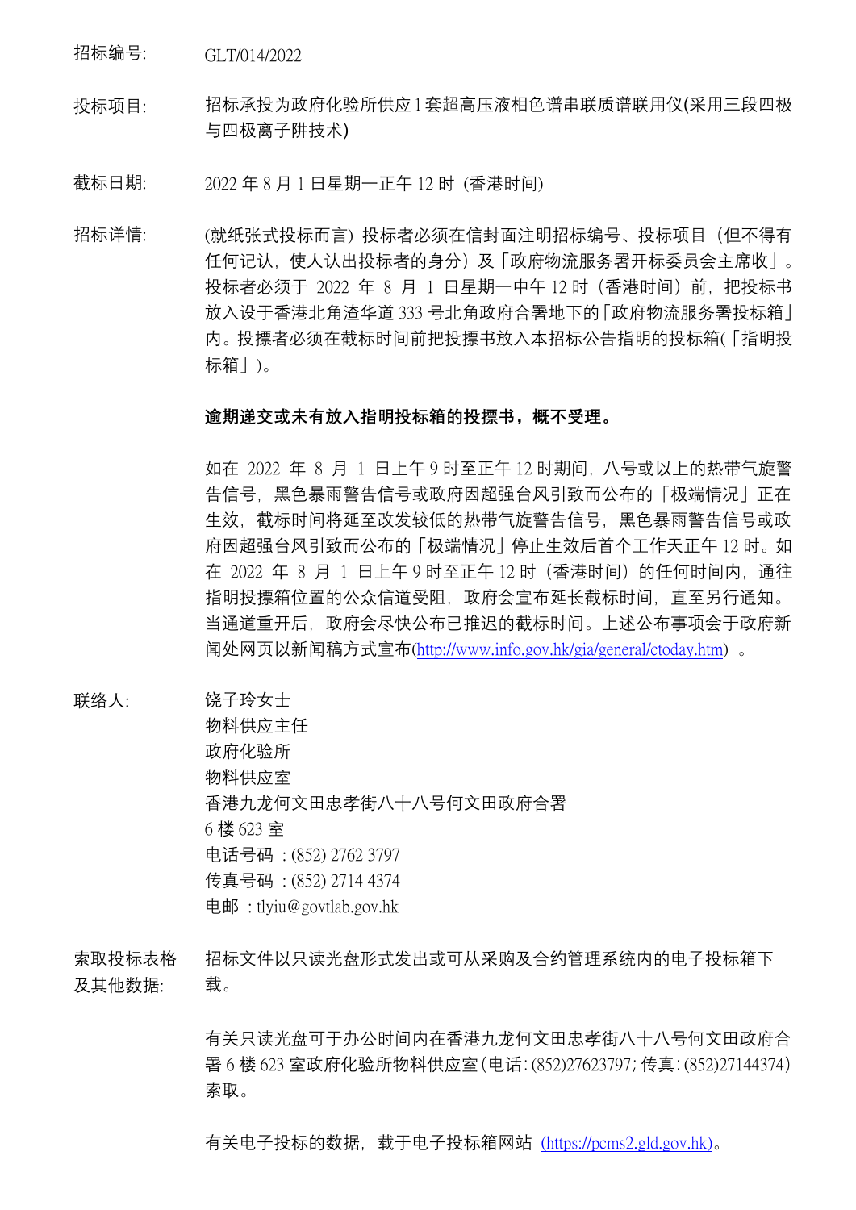招标编号: GLT/014/2022

投标项目: 招标承投为政府化验所供应 1 套超高压液相色谱串联质谱联用仪(采用三段四极与四极离子阱技术)

截标日期: 2022 年 8 月 1 日星期一正午 12 时 (香港时间)

招标详情: (就纸张式投标而言) 投标者必须在信封面注明招标编号、投标项目（但不得有任何记认，使人认出投标者的身分）及「政府物流服务署开标委员会主席收」。投标者必须于 2022 年 8 月 1 日星期一中午 12 时（香港时间）前，把投标书放入设于香港北角渣华道 333 号北角政府合署地下的「政府物流服务署投标箱」内。投摽者必须在截标时间前把投摽书放入本招标公告指明的投标箱(「指明投标箱」)。

**逾期递交或未有放入指明投标箱的投摽书，概不受理。**

如在 2022 年 8 月 1 日上午 9 时至正午 12 时期间，八号或以上的热带气旋警告信号，黑色暴雨警告信号或政府因超强台风引致而公布的「极端情况」正在生效，截标时间将延至改发较低的热带气旋警告信号，黑色暴雨警告信号或政府因超强台风引致而公布的「极端情况」停止生效后首个工作天正午 12 时。如在 2022 年 8 月 1 日上午 9 时至正午 12 时（香港时间）的任何时间内，通往指明投摽箱位置的公众信道受阻，政府会宣布延长截标时间，直至另行通知。当通道重开后，政府会尽快公布已推迟的截标时间。上述公布事项会于政府新闻处网页以新闻稿方式宣布(http://www.info.gov.hk/gia/general/ctoday.htm) 。

联络人:
饶子玲女士
物料供应主任
政府化验所
物料供应室
香港九龙何文田忠孝街八十八号何文田政府合署
6 楼 623 室
电话号码 : (852) 2762 3797
传真号码 : (852) 2714 4374
电邮 : tlyiu@govtlab.gov.hk

索取投标表格及其他数据: 招标文件以只读光盘形式发出或可从采购及合约管理系统内的电子投标箱下载。

有关只读光盘可于办公时间内在香港九龙何文田忠孝街八十八号何文田政府合署 6 楼 623 室政府化验所物料供应室(电话: (852)27623797; 传真: (852)27144374)索取。

有关电子投标的数据，载于电子投标箱网站 (https://pcms2.gld.gov.hk)。